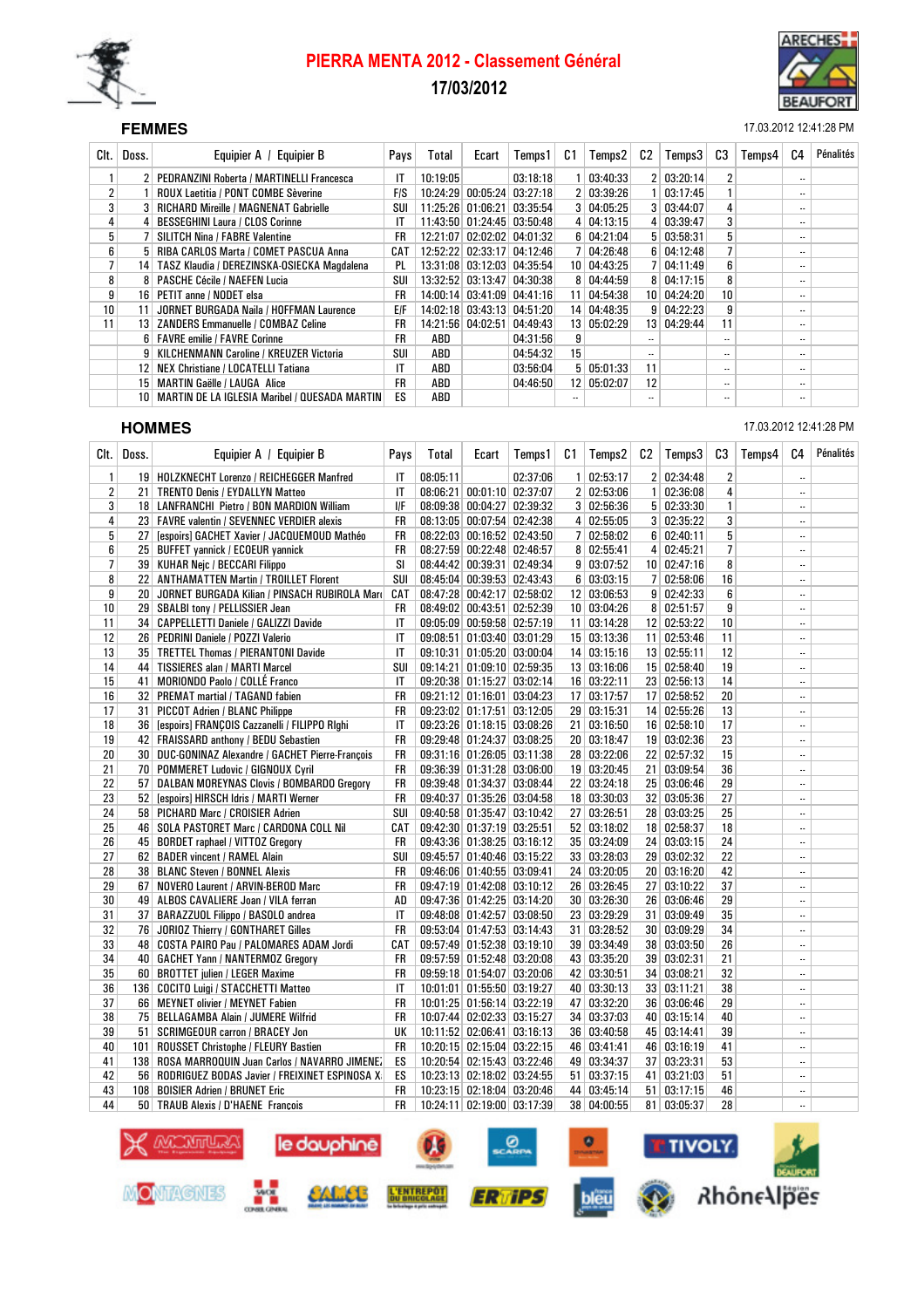# PIERRA MENTA 2012 - Classement Général

17/03/2012

## FEMMES

17.03.2012 12:41:28 PM

| Clt. | Doss. | Equipier A / Equipier B | Pays | Total | Ecart | Temps1 | C1 | Temps2 | C2 | Temps3 | C3 | Temps4 | C4 | Pénalités |
|---|---|---|---|---|---|---|---|---|---|---|---|---|---|---|
| 1 | 2 | PEDRANZINI Roberta / MARTINELLI Francesca | IT | 10:19:05 | | 03:18:18 | 1 | 03:40:33 | 2 | 03:20:14 | 2 | | -- | |
| 2 | 1 | ROUX Laetitia / PONT COMBE Sèverine | F/S | 10:24:29 | 00:05:24 | 03:27:18 | 2 | 03:39:26 | 1 | 03:17:45 | 1 | | -- | |
| 3 | 3 | RICHARD Mireille / MAGNENAT Gabrielle | SUI | 11:25:26 | 01:06:21 | 03:35:54 | 3 | 04:05:25 | 3 | 03:44:07 | 4 | | -- | |
| 4 | 4 | BESSEGHINI Laura / CLOS Corinne | IT | 11:43:50 | 01:24:45 | 03:50:48 | 4 | 04:13:15 | 4 | 03:39:47 | 3 | | -- | |
| 5 | 7 | SILITCH Nina / FABRE Valentine | FR | 12:21:07 | 02:02:02 | 04:01:32 | 6 | 04:21:04 | 5 | 03:58:31 | 5 | | -- | |
| 6 | 5 | RIBA CARLOS Marta / COMET PASCUA Anna | CAT | 12:52:22 | 02:33:17 | 04:12:46 | 7 | 04:26:48 | 6 | 04:12:48 | 7 | | -- | |
| 7 | 14 | TASZ Klaudia / DEREZINSKA-OSIECKA Magdalena | PL | 13:31:08 | 03:12:03 | 04:35:54 | 10 | 04:43:25 | 7 | 04:11:49 | 6 | | -- | |
| 8 | 8 | PASCHE Cécile / NAEFEN Lucia | SUI | 13:32:52 | 03:13:47 | 04:30:38 | 8 | 04:44:59 | 8 | 04:17:15 | 8 | | -- | |
| 9 | 16 | PETIT anne / NODET elsa | FR | 14:00:14 | 03:41:09 | 04:41:16 | 11 | 04:54:38 | 10 | 04:24:20 | 10 | | -- | |
| 10 | 11 | JORNET BURGADA Naila / HOFFMAN Laurence | E/F | 14:02:18 | 03:43:13 | 04:51:20 | 14 | 04:48:35 | 9 | 04:22:23 | 9 | | -- | |
| 11 | 13 | ZANDERS Emmanuelle / COMBAZ Celine | FR | 14:21:56 | 04:02:51 | 04:49:43 | 13 | 05:02:29 | 13 | 04:29:44 | 11 | | -- | |
| | 6 | FAVRE emilie / FAVRE Corinne | FR | ABD | | 04:31:56 | 9 | | -- | | -- | | -- | |
| | 9 | KILCHENMANN Caroline / KREUZER Victoria | SUI | ABD | | 04:54:32 | 15 | | -- | | -- | | -- | |
| | 12 | NEX Christiane / LOCATELLI Tatiana | IT | ABD | | 03:56:04 | 5 | 05:01:33 | 11 | | -- | | -- | |
| | 15 | MARTIN Gaëlle / LAUGA Alice | FR | ABD | | 04:46:50 | 12 | 05:02:07 | 12 | | -- | | -- | |
| | 10 | MARTIN DE LA IGLESIA Maribel / QUESADA MARTIN | ES | ABD | | | -- | | -- | | -- | | -- | |

## HOMMES

17.03.2012 12:41:28 PM

| Clt. | Doss. | Equipier A / Equipier B | Pays | Total | Ecart | Temps1 | C1 | Temps2 | C2 | Temps3 | C3 | Temps4 | C4 | Pénalités |
|---|---|---|---|---|---|---|---|---|---|---|---|---|---|---|
| 1 | 19 | HOLZKNECHT Lorenzo / REICHEGGER Manfred | IT | 08:05:11 | | 02:37:06 | 1 | 02:53:17 | 2 | 02:34:48 | 2 | | -- | |
| 2 | 21 | TRENTO Denis / EYDALLIN Matteo | IT | 08:06:21 | 00:01:10 | 02:37:07 | 2 | 02:53:06 | 1 | 02:36:08 | 4 | | -- | |
| 3 | 18 | LANFRANCHI Pietro / BON MARDION William | I/F | 08:09:38 | 00:04:27 | 02:39:32 | 3 | 02:56:36 | 5 | 02:33:30 | 1 | | -- | |
| 4 | 23 | FAVRE valentin / SEVENNEC VERDIER alexis | FR | 08:13:05 | 00:07:54 | 02:42:38 | 4 | 02:55:05 | 3 | 02:35:22 | 3 | | -- | |
| 5 | 27 | [espoirs] GACHET Xavier / JACQUEMOUD Mathéo | FR | 08:22:03 | 00:16:52 | 02:43:50 | 7 | 02:58:02 | 6 | 02:40:11 | 5 | | -- | |
| 6 | 25 | BUFFET yannick / ECOEUR yannick | FR | 08:27:59 | 00:22:48 | 02:46:57 | 8 | 02:55:41 | 4 | 02:45:21 | 7 | | -- | |
| 7 | 39 | KUHAR Nejc / BECCARI Filippo | SI | 08:44:42 | 00:39:31 | 02:49:34 | 9 | 03:07:52 | 10 | 02:47:16 | 8 | | -- | |
| 8 | 22 | ANTHAMATTEN Martin / TROILLET Florent | SUI | 08:45:04 | 00:39:53 | 02:43:43 | 6 | 03:03:15 | 7 | 02:58:06 | 16 | | -- | |
| 9 | 20 | JORNET BURGADA Kilian / PINSACH RUBIROLA Marc | CAT | 08:47:28 | 00:42:17 | 02:58:02 | 12 | 03:06:53 | 9 | 02:42:33 | 6 | | -- | |
| 10 | 29 | SBALBI tony / PELLISSIER Jean | FR | 08:49:02 | 00:43:51 | 02:52:39 | 10 | 03:04:26 | 8 | 02:51:57 | 9 | | -- | |
| 11 | 34 | CAPPELLETTI Daniele / GALIZZI Davide | IT | 09:05:09 | 00:59:58 | 02:57:19 | 11 | 03:14:28 | 12 | 02:53:22 | 10 | | -- | |
| 12 | 26 | PEDRINI Daniele / POZZI Valerio | IT | 09:08:51 | 01:03:40 | 03:01:29 | 15 | 03:13:36 | 11 | 02:53:46 | 11 | | -- | |
| 13 | 35 | TRETTEL Thomas / PIERANTONI Davide | IT | 09:10:31 | 01:05:20 | 03:00:04 | 14 | 03:15:16 | 13 | 02:55:11 | 12 | | -- | |
| 14 | 44 | TISSIERES alan / MARTI Marcel | SUI | 09:14:21 | 01:09:10 | 02:59:35 | 13 | 03:16:06 | 15 | 02:58:40 | 19 | | -- | |
| 15 | 41 | MORIONDO Paolo / COLLÉ Franco | IT | 09:20:38 | 01:15:27 | 03:02:14 | 16 | 03:22:11 | 23 | 02:56:13 | 14 | | -- | |
| 16 | 32 | PREMAT martial / TAGAND fabien | FR | 09:21:12 | 01:16:01 | 03:04:23 | 17 | 03:17:57 | 17 | 02:58:52 | 20 | | -- | |
| 17 | 31 | PICCOT Adrien / BLANC Philippe | FR | 09:23:02 | 01:17:51 | 03:12:05 | 29 | 03:15:31 | 14 | 02:55:26 | 13 | | -- | |
| 18 | 36 | [espoirs] FRANÇOIS Cazzanelli / FILIPPO Righi | IT | 09:23:26 | 01:18:15 | 03:08:26 | 21 | 03:16:50 | 16 | 02:58:10 | 17 | | -- | |
| 19 | 42 | FRAISSARD anthony / BEDU Sebastien | FR | 09:29:48 | 01:24:37 | 03:08:25 | 20 | 03:18:47 | 19 | 03:02:36 | 23 | | -- | |
| 20 | 30 | DUC-GONINAZ Alexandre / GACHET Pierre-François | FR | 09:31:16 | 01:26:05 | 03:11:38 | 28 | 03:22:06 | 22 | 02:57:32 | 15 | | -- | |
| 21 | 70 | POMMERET Ludovic / GIGNOUX Cyril | FR | 09:36:39 | 01:31:28 | 03:06:00 | 19 | 03:20:45 | 21 | 03:09:54 | 36 | | -- | |
| 22 | 57 | DALBAN MOREYNAS Clovis / BOMBARDO Gregory | FR | 09:39:48 | 01:34:37 | 03:08:44 | 22 | 03:24:18 | 25 | 03:06:46 | 29 | | -- | |
| 23 | 52 | [espoirs] HIRSCH Idris / MARTI Werner | FR | 09:40:37 | 01:35:26 | 03:04:58 | 18 | 03:30:03 | 32 | 03:05:36 | 27 | | -- | |
| 24 | 58 | PICHARD Marc / CROISIER Adrien | SUI | 09:40:58 | 01:35:47 | 03:10:42 | 27 | 03:26:51 | 28 | 03:03:25 | 25 | | -- | |
| 25 | 46 | SOLA PASTORET Marc / CARDONA COLL Nil | CAT | 09:42:30 | 01:37:19 | 03:25:51 | 52 | 03:18:02 | 18 | 02:58:37 | 18 | | -- | |
| 26 | 45 | BORDET raphael / VITTOZ Gregory | FR | 09:43:36 | 01:38:25 | 03:16:12 | 35 | 03:24:09 | 24 | 03:03:15 | 24 | | -- | |
| 27 | 62 | BADER vincent / RAMEL Alain | SUI | 09:45:57 | 01:40:46 | 03:15:22 | 33 | 03:28:03 | 29 | 03:02:32 | 22 | | -- | |
| 28 | 38 | BLANC Steven / BONNEL Alexis | FR | 09:46:06 | 01:40:55 | 03:09:41 | 24 | 03:20:05 | 20 | 03:16:20 | 42 | | -- | |
| 29 | 67 | NOVERO Laurent / ARVIN-BEROD Marc | FR | 09:47:19 | 01:42:08 | 03:10:12 | 26 | 03:26:45 | 27 | 03:10:22 | 37 | | -- | |
| 30 | 49 | ALBOS CAVALIERE Joan / VILA ferran | AD | 09:47:36 | 01:42:25 | 03:14:20 | 30 | 03:26:30 | 26 | 03:06:46 | 29 | | -- | |
| 31 | 37 | BARAZZUOL Filippo / BASOLO andrea | IT | 09:48:08 | 01:42:57 | 03:08:50 | 23 | 03:29:29 | 31 | 03:09:49 | 35 | | -- | |
| 32 | 76 | JORIOZ Thierry / GONTHARET Gilles | FR | 09:53:04 | 01:47:53 | 03:14:43 | 31 | 03:28:52 | 30 | 03:09:29 | 34 | | -- | |
| 33 | 48 | COSTA PAIRO Pau / PALOMARES ADAM Jordi | CAT | 09:57:49 | 01:52:38 | 03:19:10 | 39 | 03:34:49 | 38 | 03:03:50 | 26 | | -- | |
| 34 | 40 | GACHET Yann / NANTERMOZ Gregory | FR | 09:57:59 | 01:52:48 | 03:20:08 | 43 | 03:35:20 | 39 | 03:02:31 | 21 | | -- | |
| 35 | 60 | BROTTET julien / LEGER Maxime | FR | 09:59:18 | 01:54:07 | 03:20:06 | 42 | 03:30:51 | 34 | 03:08:21 | 32 | | -- | |
| 36 | 136 | COCITO Luigi / STACCHETTI Matteo | IT | 10:01:01 | 01:55:50 | 03:19:27 | 40 | 03:30:13 | 33 | 03:11:21 | 38 | | -- | |
| 37 | 66 | MEYNET olivier / MEYNET Fabien | FR | 10:01:45 | 01:56:34 | 03:22:19 | 47 | 03:32:20 | 36 | 03:06:46 | 29 | | -- | |
| 38 | 75 | BELLAGAMBA Alain / JUMERE Wilfrid | FR | 10:07:44 | 02:02:33 | 03:15:27 | 34 | 03:37:03 | 40 | 03:15:14 | 40 | | -- | |
| 39 | 51 | SCRIMGEOUR carron / BRACEY Jon | UK | 10:11:52 | 02:06:41 | 03:16:13 | 36 | 03:40:58 | 45 | 03:14:41 | 39 | | -- | |
| 40 | 101 | ROUSSET Christophe / FLEURY Bastien | FR | 10:20:15 | 02:15:04 | 03:22:15 | 46 | 03:41:41 | 46 | 03:16:19 | 41 | | -- | |
| 41 | 138 | ROSA MARROQUIN Juan Carlos / NAVARRO JIMENEZ | ES | 10:20:54 | 02:15:43 | 03:22:46 | 49 | 03:34:37 | 37 | 03:23:31 | 53 | | -- | |
| 42 | 56 | RODRIGUEZ BODAS Javier / FREIXINET ESPINOSA X | ES | 10:23:13 | 02:18:02 | 03:24:55 | 51 | 03:37:15 | 41 | 03:21:03 | 51 | | -- | |
| 43 | 108 | BOISIER Adrien / BRUNET Eric | FR | 10:23:15 | 02:18:04 | 03:20:46 | 44 | 03:45:14 | 51 | 03:17:15 | 46 | | -- | |
| 44 | 50 | TRAUB Alexis / D'HAENE François | FR | 10:24:11 | 02:19:00 | 03:17:39 | 38 | 04:00:55 | 81 | 03:05:37 | 28 | | -- | |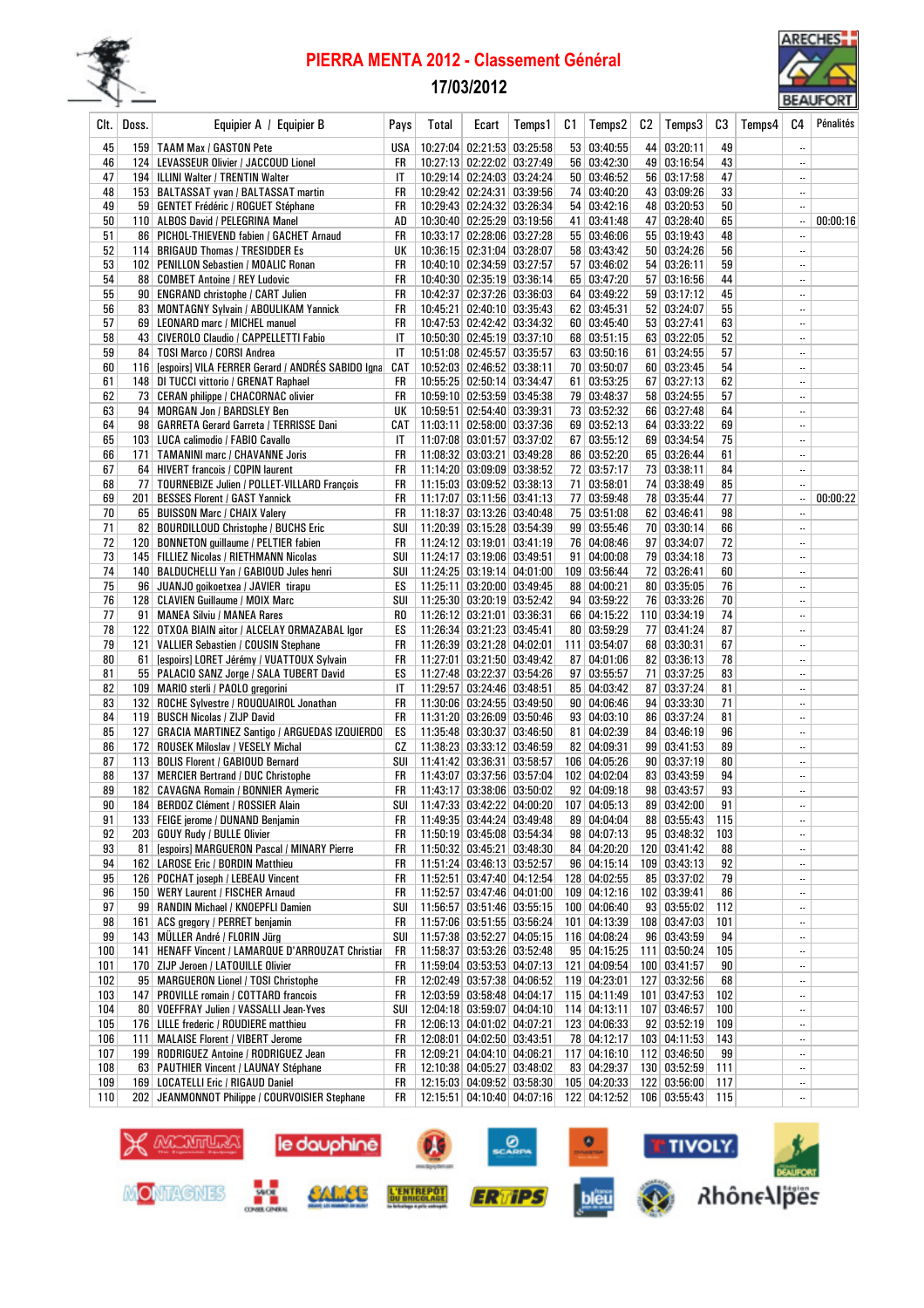# PIERRA MENTA 2012 - Classement Général

## 17/03/2012

| Clt. | Doss. | Equipier A / Equipier B | Pays | Total | Ecart | Temps1 | C1 | Temps2 | C2 | Temps3 | C3 | Temps4 | C4 | Pénalités |
|---|---|---|---|---|---|---|---|---|---|---|---|---|---|---|
| 45 | 159 | TAAM Max / GASTON Pete | USA | 10:27:04 | 02:21:53 | 03:25:58 | 53 | 03:40:55 | 44 | 03:20:11 | 49 | | -- | |
| 46 | 124 | LEVASSEUR Olivier / JACCOUD Lionel | FR | 10:27:13 | 02:22:02 | 03:27:49 | 56 | 03:42:30 | 49 | 03:16:54 | 43 | | -- | |
| 47 | 194 | ILLINI Walter / TRENTIN Walter | IT | 10:29:14 | 02:24:03 | 03:24:24 | 50 | 03:46:52 | 56 | 03:17:58 | 47 | | -- | |
| 48 | 153 | BALTASSAT yvan / BALTASSAT martin | FR | 10:29:42 | 02:24:31 | 03:39:56 | 74 | 03:40:20 | 43 | 03:09:26 | 33 | | -- | |
| 49 | 59 | GENTET Frédéric / ROGUET Stéphane | FR | 10:29:43 | 02:24:32 | 03:26:34 | 54 | 03:42:16 | 48 | 03:20:53 | 50 | | -- | |
| 50 | 110 | ALBOS David / PELEGRINA Manel | AD | 10:30:40 | 02:25:29 | 03:19:56 | 41 | 03:41:48 | 47 | 03:28:40 | 65 | | -- | 00:00:16 |
| 51 | 86 | PICHOL-THIEVEND fabien / GACHET Arnaud | FR | 10:33:17 | 02:28:06 | 03:27:28 | 55 | 03:46:06 | 55 | 03:19:43 | 48 | | -- | |
| 52 | 114 | BRIGAUD Thomas / TRESIDDER Es | UK | 10:36:15 | 02:31:04 | 03:28:07 | 58 | 03:43:42 | 50 | 03:24:26 | 56 | | -- | |
| 53 | 102 | PENILLON Sebastien / MOALIC Ronan | FR | 10:40:10 | 02:34:59 | 03:27:57 | 57 | 03:46:02 | 54 | 03:26:11 | 59 | | -- | |
| 54 | 88 | COMBET Antoine / REY Ludovic | FR | 10:40:30 | 02:35:19 | 03:36:14 | 65 | 03:47:20 | 57 | 03:16:56 | 44 | | -- | |
| 55 | 90 | ENGRAND christophe / CART Julien | FR | 10:42:37 | 02:37:26 | 03:36:03 | 64 | 03:49:22 | 59 | 03:17:12 | 45 | | -- | |
| 56 | 83 | MONTAGNY Sylvain / ABOULIKAM Yannick | FR | 10:45:21 | 02:40:10 | 03:35:43 | 62 | 03:45:31 | 52 | 03:24:07 | 55 | | -- | |
| 57 | 69 | LEONARD marc / MICHEL manuel | FR | 10:47:53 | 02:42:42 | 03:34:32 | 60 | 03:45:40 | 53 | 03:27:41 | 63 | | -- | |
| 58 | 43 | CIVEROLO Claudio / CAPPELLETTI Fabio | IT | 10:50:30 | 02:45:19 | 03:37:10 | 68 | 03:51:15 | 63 | 03:22:05 | 52 | | -- | |
| 59 | 84 | TOSI Marco / CORSI Andrea | IT | 10:51:08 | 02:45:57 | 03:35:57 | 63 | 03:50:16 | 61 | 03:24:55 | 57 | | -- | |
| 60 | 116 | [espoirs] VILA FERRER Gerard / ANDRÉS SABIDO Igna | CAT | 10:52:03 | 02:46:52 | 03:38:11 | 70 | 03:50:07 | 60 | 03:23:45 | 54 | | -- | |
| 61 | 148 | DI TUCCI vittorio / GRENAT Raphael | FR | 10:55:25 | 02:50:14 | 03:34:47 | 61 | 03:53:25 | 67 | 03:27:13 | 62 | | -- | |
| 62 | 73 | CERAN philippe / CHACORNAC olivier | FR | 10:59:10 | 02:53:59 | 03:45:38 | 79 | 03:48:37 | 58 | 03:24:55 | 57 | | -- | |
| 63 | 94 | MORGAN Jon / BARDSLEY Ben | UK | 10:59:51 | 02:54:40 | 03:39:31 | 73 | 03:52:32 | 66 | 03:27:48 | 64 | | -- | |
| 64 | 98 | GARRETA Gerard Garreta / TERRISSE Dani | CAT | 11:03:11 | 02:58:00 | 03:37:36 | 69 | 03:52:13 | 64 | 03:33:22 | 69 | | -- | |
| 65 | 103 | LUCA calimodio / FABIO Cavallo | IT | 11:07:08 | 03:01:57 | 03:37:02 | 67 | 03:55:12 | 69 | 03:34:54 | 75 | | -- | |
| 66 | 171 | TAMANINI marc / CHAVANNE Joris | FR | 11:08:32 | 03:03:21 | 03:49:28 | 86 | 03:52:20 | 65 | 03:26:44 | 61 | | -- | |
| 67 | 64 | HIVERT francois / COPIN laurent | FR | 11:14:20 | 03:09:09 | 03:38:52 | 72 | 03:57:17 | 73 | 03:38:11 | 84 | | -- | |
| 68 | 77 | TOURNEBIZE Julien / POLLET-VILLARD François | FR | 11:15:03 | 03:09:52 | 03:38:13 | 71 | 03:58:01 | 74 | 03:38:49 | 85 | | -- | |
| 69 | 201 | BESSES Florent / GAST Yannick | FR | 11:17:07 | 03:11:56 | 03:41:13 | 77 | 03:59:48 | 78 | 03:35:44 | 77 | | -- | 00:00:22 |
| 70 | 65 | BUISSON Marc / CHAIX Valery | FR | 11:18:37 | 03:13:26 | 03:40:48 | 75 | 03:51:08 | 62 | 03:46:41 | 98 | | -- | |
| 71 | 82 | BOURDILLOUD Christophe / BUCHS Eric | SUI | 11:20:39 | 03:15:28 | 03:54:39 | 99 | 03:55:46 | 70 | 03:30:14 | 66 | | -- | |
| 72 | 120 | BONNETON guillaume / PELTIER fabien | FR | 11:24:12 | 03:19:01 | 03:41:19 | 76 | 04:08:46 | 97 | 03:34:07 | 72 | | -- | |
| 73 | 145 | FILLIEZ Nicolas / RIETHMANN Nicolas | SUI | 11:24:17 | 03:19:06 | 03:49:51 | 91 | 04:00:08 | 79 | 03:34:18 | 73 | | -- | |
| 74 | 140 | BALDUCHELLI Yan / GABIOUD Jules henri | SUI | 11:24:25 | 03:19:14 | 04:01:00 | 109 | 03:56:44 | 72 | 03:26:41 | 60 | | -- | |
| 75 | 96 | JUANJO goikoetxea / JAVIER tirapu | ES | 11:25:11 | 03:20:00 | 03:49:45 | 88 | 04:00:21 | 80 | 03:35:05 | 76 | | -- | |
| 76 | 128 | CLAVIEN Guillaume / MOIX Marc | SUI | 11:25:30 | 03:20:19 | 03:52:42 | 94 | 03:59:22 | 76 | 03:33:26 | 70 | | -- | |
| 77 | 91 | MANEA Silviu / MANEA Rares | RO | 11:26:12 | 03:21:01 | 03:36:31 | 66 | 04:15:22 | 110 | 03:34:19 | 74 | | -- | |
| 78 | 122 | OTXOA BIAIN aitor / ALCELAY ORMAZABAL Igor | ES | 11:26:34 | 03:21:23 | 03:45:41 | 80 | 03:59:29 | 77 | 03:41:24 | 87 | | -- | |
| 79 | 121 | VALLIER Sebastien / COUSIN Stephane | FR | 11:26:39 | 03:21:28 | 04:02:01 | 111 | 03:54:07 | 68 | 03:30:31 | 67 | | -- | |
| 80 | 61 | [espoirs] LORET Jérémy / VUATTOUX Sylvain | FR | 11:27:01 | 03:21:50 | 03:49:42 | 87 | 04:01:06 | 82 | 03:36:13 | 78 | | -- | |
| 81 | 55 | PALACIO SANZ Jorge / SALA TUBERT David | ES | 11:27:48 | 03:22:37 | 03:54:26 | 97 | 03:55:57 | 71 | 03:37:25 | 83 | | -- | |
| 82 | 109 | MARIO sterli / PAOLO gregorini | IT | 11:29:57 | 03:24:46 | 03:48:51 | 85 | 04:03:42 | 87 | 03:37:24 | 81 | | -- | |
| 83 | 132 | ROCHE Sylvestre / ROUQUAIROL Jonathan | FR | 11:30:06 | 03:24:55 | 03:49:50 | 90 | 04:06:46 | 94 | 03:33:30 | 71 | | -- | |
| 84 | 119 | BUSCH Nicolas / ZIJP David | FR | 11:31:20 | 03:26:09 | 03:50:46 | 93 | 04:03:10 | 86 | 03:37:24 | 81 | | -- | |
| 85 | 127 | GRACIA MARTINEZ Santiago / ARGUEDAS IZQUIERDO | ES | 11:35:48 | 03:30:37 | 03:46:50 | 81 | 04:02:39 | 84 | 03:46:19 | 96 | | -- | |
| 86 | 172 | ROUSEK Miloslav / VESELY Michal | CZ | 11:38:23 | 03:33:12 | 03:46:59 | 82 | 04:09:31 | 99 | 03:41:53 | 89 | | -- | |
| 87 | 113 | BOLIS Florent / GABIOUD Bernard | SUI | 11:41:42 | 03:36:31 | 03:58:57 | 106 | 04:05:26 | 90 | 03:37:19 | 80 | | -- | |
| 88 | 137 | MERCIER Bertrand / DUC Christophe | FR | 11:43:07 | 03:37:56 | 03:57:04 | 102 | 04:02:04 | 83 | 03:43:59 | 94 | | -- | |
| 89 | 182 | CAVAGNA Romain / BONNIER Aymeric | FR | 11:43:17 | 03:38:06 | 03:50:02 | 92 | 04:09:18 | 98 | 03:43:57 | 93 | | -- | |
| 90 | 184 | BERDOZ Clément / ROSSIER Alain | SUI | 11:47:33 | 03:42:22 | 04:00:20 | 107 | 04:05:13 | 89 | 03:42:00 | 91 | | -- | |
| 91 | 133 | FEIGE jerome / DUNAND Benjamin | FR | 11:49:35 | 03:44:24 | 03:49:48 | 89 | 04:04:04 | 88 | 03:55:43 | 115 | | -- | |
| 92 | 203 | GOUY Rudy / BULLE Olivier | FR | 11:50:19 | 03:45:08 | 03:54:34 | 98 | 04:07:13 | 95 | 03:48:32 | 103 | | -- | |
| 93 | 81 | [espoirs] MARGUERON Pascal / MINARY Pierre | FR | 11:50:32 | 03:45:21 | 03:48:30 | 84 | 04:20:20 | 120 | 03:41:42 | 88 | | -- | |
| 94 | 162 | LAROSE Eric / BORDIN Matthieu | FR | 11:51:24 | 03:46:13 | 03:52:57 | 96 | 04:15:14 | 109 | 03:43:13 | 92 | | -- | |
| 95 | 126 | POCHAT joseph / LEBEAU Vincent | FR | 11:52:51 | 03:47:40 | 04:12:54 | 128 | 04:02:55 | 85 | 03:37:02 | 79 | | -- | |
| 96 | 150 | WERY Laurent / FISCHER Arnaud | FR | 11:52:57 | 03:47:46 | 04:01:00 | 109 | 04:12:16 | 102 | 03:39:41 | 86 | | -- | |
| 97 | 99 | RANDIN Michael / KNOEPFLI Damien | SUI | 11:56:57 | 03:51:46 | 03:55:15 | 100 | 04:06:40 | 93 | 03:55:02 | 112 | | -- | |
| 98 | 161 | ACS gregory / PERRET benjamin | FR | 11:57:06 | 03:51:55 | 03:56:24 | 101 | 04:13:39 | 108 | 03:47:03 | 101 | | -- | |
| 99 | 143 | MÜLLER André / FLORIN Jürg | SUI | 11:57:38 | 03:52:27 | 04:05:15 | 116 | 04:08:24 | 96 | 03:43:59 | 94 | | -- | |
| 100 | 141 | HENAFF Vincent / LAMAROUE D'ARROUZAT Christian | FR | 11:58:37 | 03:53:26 | 03:52:48 | 95 | 04:15:25 | 111 | 03:50:24 | 105 | | -- | |
| 101 | 170 | ZIJP Jeroen / LATOUILLE Olivier | FR | 11:59:04 | 03:53:53 | 04:07:13 | 121 | 04:09:54 | 100 | 03:41:57 | 90 | | -- | |
| 102 | 95 | MARGUERON Lionel / TOSI Christophe | FR | 12:02:49 | 03:57:38 | 04:06:52 | 119 | 04:23:01 | 127 | 03:32:56 | 68 | | -- | |
| 103 | 147 | PROVILLE romain / COTTARD francois | FR | 12:03:59 | 03:58:48 | 04:04:17 | 115 | 04:11:49 | 101 | 03:47:53 | 102 | | -- | |
| 104 | 80 | VOEFFRAY Julien / VASSALLI Jean-Yves | SUI | 12:04:18 | 03:59:07 | 04:04:10 | 114 | 04:13:11 | 107 | 03:46:57 | 100 | | -- | |
| 105 | 176 | LILLE frederic / ROUDIERE matthieu | FR | 12:06:13 | 04:01:02 | 04:07:21 | 123 | 04:06:33 | 92 | 03:52:19 | 109 | | -- | |
| 106 | 111 | MALAISE Florent / VIBERT Jerome | FR | 12:08:01 | 04:02:50 | 03:43:51 | 78 | 04:12:17 | 103 | 04:11:53 | 143 | | -- | |
| 107 | 199 | RODRIGUEZ Antoine / RODRIGUEZ Jean | FR | 12:09:21 | 04:04:10 | 04:06:21 | 117 | 04:16:10 | 112 | 03:46:50 | 99 | | -- | |
| 108 | 63 | PAUTHIER Vincent / LAUNAY Stéphane | FR | 12:10:38 | 04:05:27 | 03:48:02 | 83 | 04:29:37 | 130 | 03:52:59 | 111 | | -- | |
| 109 | 169 | LOCATELLI Eric / RIGAUD Daniel | FR | 12:15:03 | 04:09:52 | 03:58:30 | 105 | 04:20:33 | 122 | 03:56:00 | 117 | | -- | |
| 110 | 202 | JEANMONNOT Philippe / COURVOISIER Stephane | FR | 12:15:51 | 04:10:40 | 04:07:16 | 122 | 04:12:52 | 106 | 03:55:43 | 115 | | -- | |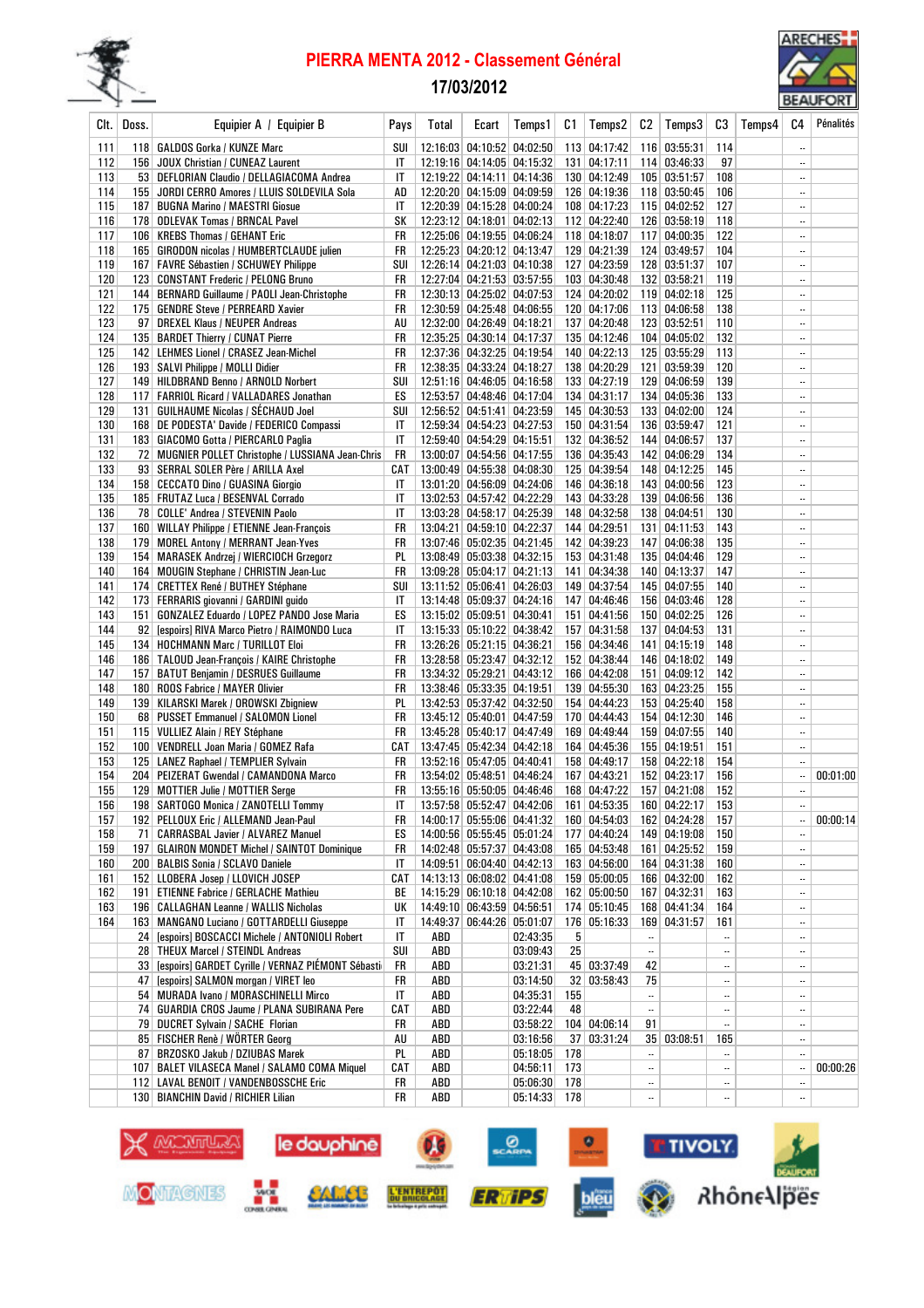# PIERRA MENTA 2012 - Classement Général

**17/03/2012**

| Clt. | Doss. | Equipier A / Equipier B | Pays | Total | Ecart | Temps1 | C1 | Temps2 | C2 | Temps3 | C3 | Temps4 | C4 | Pénalités |
|---|---|---|---|---|---|---|---|---|---|---|---|---|---|---|
| 111 | 118 | GALDOS Gorka / KUNZE Marc | SUI | 12:16:03 | 04:10:52 | 04:02:50 | 113 | 04:17:42 | 116 | 03:55:31 | 114 | | -- | |
| 112 | 156 | JOUX Christian / CUNEAZ Laurent | IT | 12:19:16 | 04:14:05 | 04:15:32 | 131 | 04:17:11 | 114 | 03:46:33 | 97 | | -- | |
| 113 | 53 | DEFLORIAN Claudio / DELLAGIACOMA Andrea | IT | 12:19:22 | 04:14:11 | 04:14:36 | 130 | 04:12:49 | 105 | 03:51:57 | 108 | | -- | |
| 114 | 155 | JORDI CERRO Amores / LLUIS SOLDEVILA Sola | AD | 12:20:20 | 04:15:09 | 04:09:59 | 126 | 04:19:36 | 118 | 03:50:45 | 106 | | -- | |
| 115 | 187 | BUGNA Marino / MAESTRI Giosue | IT | 12:20:39 | 04:15:28 | 04:00:24 | 108 | 04:17:23 | 115 | 04:02:52 | 127 | | -- | |
| 116 | 178 | ODLEVAK Tomas / BRNCAL Pavel | SK | 12:23:12 | 04:18:01 | 04:02:13 | 112 | 04:22:40 | 126 | 03:58:19 | 118 | | -- | |
| 117 | 106 | KREBS Thomas / GEHANT Eric | FR | 12:25:06 | 04:19:55 | 04:06:24 | 118 | 04:18:07 | 117 | 04:00:35 | 122 | | -- | |
| 118 | 165 | GIRODON nicolas / HUMBERTCLAUDE julien | FR | 12:25:23 | 04:20:12 | 04:13:47 | 129 | 04:21:39 | 124 | 03:49:57 | 104 | | -- | |
| 119 | 167 | FAVRE Sébastien / SCHUWEY Philippe | SUI | 12:26:14 | 04:21:03 | 04:10:38 | 127 | 04:23:59 | 128 | 03:51:37 | 107 | | -- | |
| 120 | 123 | CONSTANT Frederic / PELONG Bruno | FR | 12:27:04 | 04:21:53 | 03:57:55 | 103 | 04:30:48 | 132 | 03:58:21 | 119 | | -- | |
| 121 | 144 | BERNARD Guillaume / PAOLI Jean-Christophe | FR | 12:30:13 | 04:25:02 | 04:07:53 | 124 | 04:20:02 | 119 | 04:02:18 | 125 | | -- | |
| 122 | 175 | GENDRE Steve / PERREARD Xavier | FR | 12:30:59 | 04:25:48 | 04:06:55 | 120 | 04:17:06 | 113 | 04:06:58 | 138 | | -- | |
| 123 | 97 | DREXEL Klaus / NEUPER Andreas | AU | 12:32:00 | 04:26:49 | 04:18:21 | 137 | 04:20:48 | 123 | 03:52:51 | 110 | | -- | |
| 124 | 135 | BARDET Thierry / CUNAT Pierre | FR | 12:35:25 | 04:30:14 | 04:17:37 | 135 | 04:12:46 | 104 | 04:05:02 | 132 | | -- | |
| 125 | 142 | LEHMES Lionel / CRASEZ Jean-Michel | FR | 12:37:36 | 04:32:25 | 04:19:54 | 140 | 04:22:13 | 125 | 03:55:29 | 113 | | -- | |
| 126 | 193 | SALVI Philippe / MOLLI Didier | FR | 12:38:35 | 04:33:24 | 04:18:27 | 138 | 04:20:29 | 121 | 03:59:39 | 120 | | -- | |
| 127 | 149 | HILDBRAND Benno / ARNOLD Norbert | SUI | 12:51:16 | 04:46:05 | 04:16:58 | 133 | 04:27:19 | 129 | 04:06:59 | 139 | | -- | |
| 128 | 117 | FARRIOL Ricard / VALLADARES Jonathan | ES | 12:53:57 | 04:48:46 | 04:17:04 | 134 | 04:31:17 | 134 | 04:05:36 | 133 | | -- | |
| 129 | 131 | GUILHAUME Nicolas / SÉCHAUD Joel | SUI | 12:56:52 | 04:51:41 | 04:23:59 | 145 | 04:30:53 | 133 | 04:02:00 | 124 | | -- | |
| 130 | 168 | DE PODESTA' Davide / FEDERICO Compassi | IT | 12:59:34 | 04:54:23 | 04:27:53 | 150 | 04:31:54 | 136 | 03:59:47 | 121 | | -- | |
| 131 | 183 | GIACOMO Gotta / PIERCARLO Paglia | IT | 12:59:40 | 04:54:29 | 04:15:51 | 132 | 04:36:52 | 144 | 04:06:57 | 137 | | -- | |
| 132 | 72 | MUGNIER POLLET Christophe / LUSSIANA Jean-Chris | FR | 13:00:07 | 04:54:56 | 04:17:55 | 136 | 04:35:43 | 142 | 04:06:29 | 134 | | -- | |
| 133 | 93 | SERRAL SOLER Père / ARILLA Axel | CAT | 13:00:49 | 04:55:38 | 04:08:30 | 125 | 04:39:54 | 148 | 04:12:25 | 145 | | -- | |
| 134 | 158 | CECCATO Dino / GUASINA Giorgio | IT | 13:01:20 | 04:56:09 | 04:24:06 | 146 | 04:36:18 | 143 | 04:00:56 | 123 | | -- | |
| 135 | 185 | FRUTAZ Luca / BESENVAL Corrado | IT | 13:02:53 | 04:57:42 | 04:22:29 | 143 | 04:33:28 | 139 | 04:06:56 | 136 | | -- | |
| 136 | 78 | COLLE' Andrea / STEVENIN Paolo | IT | 13:03:28 | 04:58:17 | 04:25:39 | 148 | 04:32:58 | 138 | 04:04:51 | 130 | | -- | |
| 137 | 160 | WILLAY Philippe / ETIENNE Jean-François | FR | 13:04:21 | 04:59:10 | 04:22:37 | 144 | 04:29:51 | 131 | 04:11:53 | 143 | | -- | |
| 138 | 179 | MOREL Antony / MERRANT Jean-Yves | FR | 13:07:46 | 05:02:35 | 04:21:45 | 142 | 04:39:23 | 147 | 04:06:38 | 135 | | -- | |
| 139 | 154 | MARASEK Andrzej / WIERCIOCH Grzegorz | PL | 13:08:49 | 05:03:38 | 04:32:15 | 153 | 04:31:48 | 135 | 04:04:46 | 129 | | -- | |
| 140 | 164 | MOUGIN Stephane / CHRISTIN Jean-Luc | FR | 13:09:28 | 05:04:17 | 04:21:13 | 141 | 04:34:38 | 140 | 04:13:37 | 147 | | -- | |
| 141 | 174 | CRETTEX René / BUTHEY Stéphane | SUI | 13:11:52 | 05:06:41 | 04:26:03 | 149 | 04:37:54 | 145 | 04:07:55 | 140 | | -- | |
| 142 | 173 | FERRARIS giovanni / GARDINI guido | IT | 13:14:48 | 05:09:37 | 04:24:16 | 147 | 04:46:46 | 156 | 04:03:46 | 128 | | -- | |
| 143 | 151 | GONZALEZ Eduardo / LOPEZ PANDO Jose Maria | ES | 13:15:02 | 05:09:51 | 04:30:41 | 151 | 04:41:56 | 150 | 04:02:25 | 126 | | -- | |
| 144 | 92 | [espoirs] RIVA Marco Pietro / RAIMONDO Luca | IT | 13:15:33 | 05:10:22 | 04:38:42 | 157 | 04:31:58 | 137 | 04:04:53 | 131 | | -- | |
| 145 | 134 | HOCHMANN Marc / TURILLOT Eloi | FR | 13:26:26 | 05:21:15 | 04:36:21 | 156 | 04:34:46 | 141 | 04:15:19 | 148 | | -- | |
| 146 | 186 | TALOUD Jean-François / KAIRE Christophe | FR | 13:28:58 | 05:23:47 | 04:32:12 | 152 | 04:38:44 | 146 | 04:18:02 | 149 | | -- | |
| 147 | 157 | BATUT Benjamin / DESRUES Guillaume | FR | 13:34:32 | 05:29:21 | 04:43:12 | 166 | 04:42:08 | 151 | 04:09:12 | 142 | | -- | |
| 148 | 180 | ROOS Fabrice / MAYER Olivier | FR | 13:38:46 | 05:33:35 | 04:19:51 | 139 | 04:55:30 | 163 | 04:23:25 | 155 | | -- | |
| 149 | 139 | KILARSKI Marek / OROWSKI Zbigniew | PL | 13:42:53 | 05:37:42 | 04:32:50 | 154 | 04:44:23 | 153 | 04:25:40 | 158 | | -- | |
| 150 | 68 | PUSSET Emmanuel / SALOMON Lionel | FR | 13:45:12 | 05:40:01 | 04:47:59 | 170 | 04:44:43 | 154 | 04:12:30 | 146 | | -- | |
| 151 | 115 | VULLIEZ Alain / REY Stéphane | FR | 13:45:28 | 05:40:17 | 04:47:49 | 169 | 04:49:44 | 159 | 04:07:55 | 140 | | -- | |
| 152 | 100 | VENDRELL Joan Maria / GOMEZ Rafa | CAT | 13:47:45 | 05:42:34 | 04:42:18 | 164 | 04:45:36 | 155 | 04:19:51 | 151 | | -- | |
| 153 | 125 | LANEZ Raphael / TEMPLIER Sylvain | FR | 13:52:16 | 05:47:05 | 04:40:41 | 158 | 04:49:17 | 158 | 04:22:18 | 154 | | -- | |
| 154 | 204 | PEIZERAT Gwendal / CAMANDONA Marco | FR | 13:54:02 | 05:48:51 | 04:46:24 | 167 | 04:43:21 | 152 | 04:23:17 | 156 | | -- | 00:01:00 |
| 155 | 129 | MOTTIER Julie / MOTTIER Serge | FR | 13:55:16 | 05:50:05 | 04:46:46 | 168 | 04:47:22 | 157 | 04:21:08 | 152 | | -- | |
| 156 | 198 | SARTOGO Monica / ZANOTELLI Tommy | IT | 13:57:58 | 05:52:47 | 04:42:06 | 161 | 04:53:35 | 160 | 04:22:17 | 153 | | -- | |
| 157 | 192 | PELLOUX Eric / ALLEMAND Jean-Paul | FR | 14:00:17 | 05:55:06 | 04:41:32 | 160 | 04:54:03 | 162 | 04:24:28 | 157 | | -- | 00:00:14 |
| 158 | 71 | CARRASBAL Javier / ALVAREZ Manuel | ES | 14:00:56 | 05:55:45 | 05:01:24 | 177 | 04:40:24 | 149 | 04:19:08 | 150 | | -- | |
| 159 | 197 | GLAIRON MONDET Michel / SAINTOT Dominique | FR | 14:02:48 | 05:57:37 | 04:43:08 | 165 | 04:53:48 | 161 | 04:25:52 | 159 | | -- | |
| 160 | 200 | BALBIS Sonia / SCLAVO Daniele | IT | 14:09:51 | 06:04:40 | 04:42:13 | 163 | 04:56:00 | 164 | 04:31:38 | 160 | | -- | |
| 161 | 152 | LLOBERA Josep / LLOVICH JOSEP | CAT | 14:13:13 | 06:08:02 | 04:41:08 | 159 | 05:00:05 | 166 | 04:32:00 | 162 | | -- | |
| 162 | 191 | ETIENNE Fabrice / GERLACHE Mathieu | BE | 14:15:29 | 06:10:18 | 04:42:08 | 162 | 05:00:50 | 167 | 04:32:31 | 163 | | -- | |
| 163 | 196 | CALLAGHAN Leanne / WALLIS Nicholas | UK | 14:49:10 | 06:43:59 | 04:56:51 | 174 | 05:10:45 | 168 | 04:41:34 | 164 | | -- | |
| 164 | 163 | MANGANO Luciano / GOTTARDELLI Giuseppe | IT | 14:49:37 | 06:44:26 | 05:01:07 | 176 | 05:16:33 | 169 | 04:31:57 | 161 | | -- | |
| | 24 | [espoirs] BOSCACCI Michele / ANTONIOLI Robert | IT | ABD | | 02:43:35 | 5 | | -- | | -- | | -- | |
| | 28 | THEUX Marcel / STEINDL Andreas | SUI | ABD | | 03:09:43 | 25 | | -- | | -- | | -- | |
| | 33 | [espoirs] GARDET Cyrille / VERNAZ PIÉMONT Sébasti | FR | ABD | | 03:21:31 | 45 | 03:37:49 | 42 | | -- | | -- | |
| | 47 | [espoirs] SALMON morgan / VIRET leo | FR | ABD | | 03:14:50 | 32 | 03:58:43 | 75 | | -- | | -- | |
| | 54 | MURADA Ivano / MORASCHINELLI Mirco | IT | ABD | | 04:35:31 | 155 | | -- | | -- | | -- | |
| | 74 | GUARDIA CROS Jaume / PLANA SUBIRANA Pere | CAT | ABD | | 03:22:44 | 48 | | -- | | -- | | -- | |
| | 79 | DUCRET Sylvain / SACHE Florian | FR | ABD | | 03:58:22 | 104 | 04:06:14 | 91 | | -- | | -- | |
| | 85 | FISCHER Renè / WÖRTER Georg | AU | ABD | | 03:16:56 | 37 | 03:31:24 | 35 | 03:08:51 | 165 | | -- | |
| | 87 | BRZOSKO Jakub / DZIUBAS Marek | PL | ABD | | 05:18:05 | 178 | | -- | | -- | | -- | |
| | 107 | BALET VILASECA Manel / SALAMO COMA Miquel | CAT | ABD | | 04:56:11 | 173 | | -- | | -- | | -- | 00:00:26 |
| | 112 | LAVAL BENOIT / VANDENBOSSCHE Eric | FR | ABD | | 05:06:30 | 178 | | -- | | -- | | -- | |
| | 130 | BIANCHIN David / RICHIER Lilian | FR | ABD | | 05:14:33 | 178 | | -- | | -- | | -- | |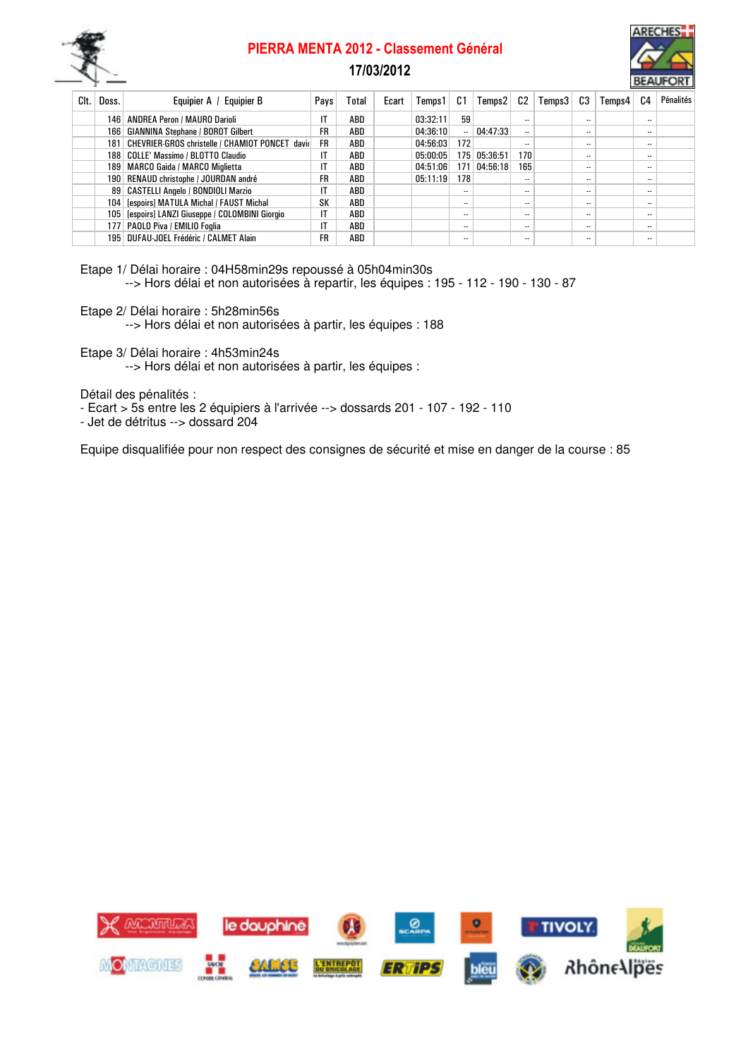# PIERRA MENTA 2012 - Classement Général

## 17/03/2012

| Clt. | Doss. | Equipier A / Equipier B | Pays | Total | Ecart | Temps1 | C1 | Temps2 | C2 | Temps3 | C3 | Temps4 | C4 | Pénalités |
|---|---|---|---|---|---|---|---|---|---|---|---|---|---|---|
| | 146 | ANDREA Peron / MAURO Darioli | IT | ABD | | 03:32:11 | 59 | | -- | | -- | | -- | |
| | 166 | GIANNINA Stephane / BOROT Gilbert | FR | ABD | | 04:36:10 | -- | 04:47:33 | -- | | -- | | -- | |
| | 181 | CHEVRIER-GROS christelle / CHAMIOT PONCET davi | FR | ABD | | 04:56:03 | 172 | | -- | | -- | | -- | |
| | 188 | COLLE' Massimo / BLOTTO Claudio | IT | ABD | | 05:00:05 | 175 | 05:36:51 | 170 | | -- | | -- | |
| | 189 | MARCO Gaida / MARCO Miglietta | IT | ABD | | 04:51:06 | 171 | 04:56:18 | 165 | | -- | | -- | |
| | 190 | RENAUD christophe / JOURDAN andré | FR | ABD | | 05:11:19 | 178 | | -- | | -- | | -- | |
| | 89 | CASTELLI Angelo / BONDIOLI Marzio | IT | ABD | | | -- | | -- | | -- | | -- | |
| | 104 | [espoirs] MATULA Michal / FAUST Michal | SK | ABD | | | -- | | -- | | -- | | -- | |
| | 105 | [espoirs] LANZI Giuseppe / COLOMBINI Giorgio | IT | ABD | | | -- | | -- | | -- | | -- | |
| | 177 | PAOLO Piva / EMILIO Foglia | IT | ABD | | | -- | | -- | | -- | | -- | |
| | 195 | DUFAU-JOEL Frédéric / CALMET Alain | FR | ABD | | | -- | | -- | | -- | | -- | |

Etape 1/ Délai horaire : 04H58min29s repoussé à 05h04min30s
--> Hors délai et non autorisées à repartir, les équipes : 195 - 112 - 190 - 130 - 87

Etape 2/ Délai horaire : 5h28min56s
--> Hors délai et non autorisées à partir, les équipes : 188

Etape 3/ Délai horaire : 4h53min24s
--> Hors délai et non autorisées à partir, les équipes :

Détail des pénalités :
- Ecart > 5s entre les 2 équipiers à l'arrivée --> dossards 201 - 107 - 192 - 110
- Jet de détritus --> dossard 204

Equipe disqualifiée pour non respect des consignes de sécurité et mise en danger de la course : 85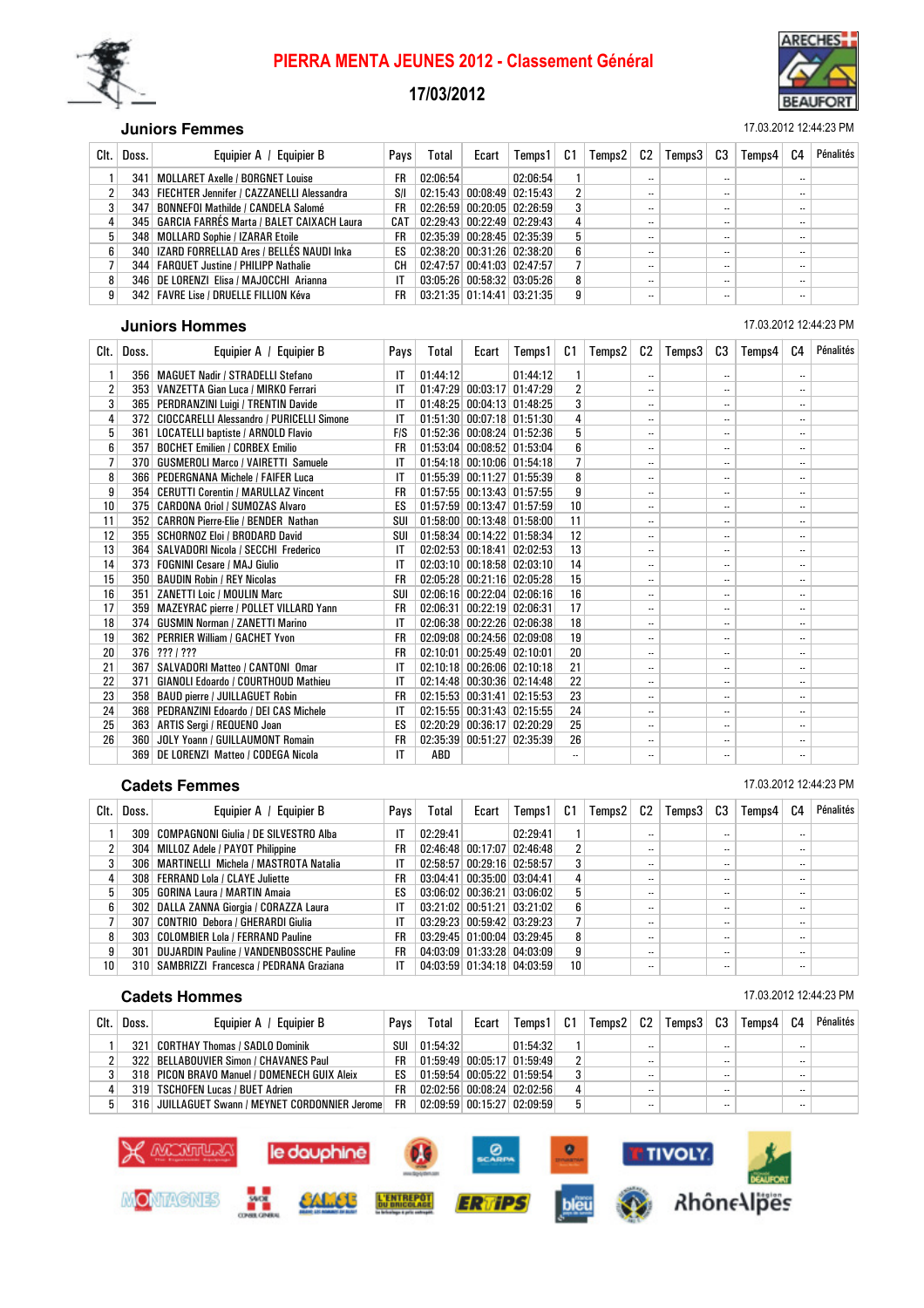# PIERRA MENTA JEUNES 2012 - Classement Général

## 17/03/2012

### Juniors Femmes

17.03.2012 12:44:23 PM

| Clt. | Doss. | Equipier A / Equipier B | Pays | Total | Ecart | Temps1 | C1 | Temps2 | C2 | Temps3 | C3 | Temps4 | C4 | Pénalités |
|---|---|---|---|---|---|---|---|---|---|---|---|---|---|---|
| 1 | 341 | MOLLARET Axelle / BORGNET Louise | FR | 02:06:54 | | 02:06:54 | 1 | | -- | | -- | | -- | |
| 2 | 343 | FIECHTER Jennifer / CAZZANELLI Alessandra | S/I | 02:15:43 | 00:08:49 | 02:15:43 | 2 | | -- | | -- | | -- | |
| 3 | 347 | BONNEFOI Mathilde / CANDELA Salomé | FR | 02:26:59 | 00:20:05 | 02:26:59 | 3 | | -- | | -- | | -- | |
| 4 | 345 | GARCIA FARRÉS Marta / BALET CAIXACH Laura | CAT | 02:29:43 | 00:22:49 | 02:29:43 | 4 | | -- | | -- | | -- | |
| 5 | 348 | MOLLARD Sophie / IZARAR Etoile | FR | 02:35:39 | 00:28:45 | 02:35:39 | 5 | | -- | | -- | | -- | |
| 6 | 340 | IZARD FORRELLAD Ares / BELLÉS NAUDI Inka | ES | 02:38:20 | 00:31:26 | 02:38:20 | 6 | | -- | | -- | | -- | |
| 7 | 344 | FARQUET Justine / PHILIPP Nathalie | CH | 02:47:57 | 00:41:03 | 02:47:57 | 7 | | -- | | -- | | -- | |
| 8 | 346 | DE LORENZI Elisa / MAJOCCHI Arianna | IT | 03:05:26 | 00:58:32 | 03:05:26 | 8 | | -- | | -- | | -- | |
| 9 | 342 | FAVRE Lise / DRUELLE FILLION Kéva | FR | 03:21:35 | 01:14:41 | 03:21:35 | 9 | | -- | | -- | | -- | |

### Juniors Hommes

17.03.2012 12:44:23 PM

| Clt. | Doss. | Equipier A / Equipier B | Pays | Total | Ecart | Temps1 | C1 | Temps2 | C2 | Temps3 | C3 | Temps4 | C4 | Pénalités |
|---|---|---|---|---|---|---|---|---|---|---|---|---|---|---|
| 1 | 356 | MAGUET Nadir / STRADELLI Stefano | IT | 01:44:12 | | 01:44:12 | 1 | | -- | | -- | | -- | |
| 2 | 353 | VANZETTA Gian Luca / MIRKO Ferrari | IT | 01:47:29 | 00:03:17 | 01:47:29 | 2 | | -- | | -- | | -- | |
| 3 | 365 | PERDRANZINI Luigi / TRENTIN Davide | IT | 01:48:25 | 00:04:13 | 01:48:25 | 3 | | -- | | -- | | -- | |
| 4 | 372 | CIOCCARELLI Alessandro / PURICELLI Simone | IT | 01:51:30 | 00:07:18 | 01:51:30 | 4 | | -- | | -- | | -- | |
| 5 | 361 | LOCATELLI baptiste / ARNOLD Flavio | F/S | 01:52:36 | 00:08:24 | 01:52:36 | 5 | | -- | | -- | | -- | |
| 6 | 357 | BOCHET Emilien / CORBEX Emilio | FR | 01:53:04 | 00:08:52 | 01:53:04 | 6 | | -- | | -- | | -- | |
| 7 | 370 | GUSMEROLI Marco / VAIRETTI Samuele | IT | 01:54:18 | 00:10:06 | 01:54:18 | 7 | | -- | | -- | | -- | |
| 8 | 366 | PEDERGNANA Michele / FAIFER Luca | IT | 01:55:39 | 00:11:27 | 01:55:39 | 8 | | -- | | -- | | -- | |
| 9 | 354 | CERUTTI Corentin / MARULLAZ Vincent | FR | 01:57:55 | 00:13:43 | 01:57:55 | 9 | | -- | | -- | | -- | |
| 10 | 375 | CARDONA Oriol / SUMOZAS Alvaro | ES | 01:57:59 | 00:13:47 | 01:57:59 | 10 | | -- | | -- | | -- | |
| 11 | 352 | CARRON Pierre-Elie / BENDER Nathan | SUI | 01:58:00 | 00:13:48 | 01:58:00 | 11 | | -- | | -- | | -- | |
| 12 | 355 | SCHORNOZ Eloi / BRODARD David | SUI | 01:58:34 | 00:14:22 | 01:58:34 | 12 | | -- | | -- | | -- | |
| 13 | 364 | SALVADORI Nicola / SECCHI Frederico | IT | 02:02:53 | 00:18:41 | 02:02:53 | 13 | | -- | | -- | | -- | |
| 14 | 373 | FOGNINI Cesare / MAJ Giulio | IT | 02:03:10 | 00:18:58 | 02:03:10 | 14 | | -- | | -- | | -- | |
| 15 | 350 | BAUDIN Robin / REY Nicolas | FR | 02:05:28 | 00:21:16 | 02:05:28 | 15 | | -- | | -- | | -- | |
| 16 | 351 | ZANETTI Loic / MOULIN Marc | SUI | 02:06:16 | 00:22:04 | 02:06:16 | 16 | | -- | | -- | | -- | |
| 17 | 359 | MAZEYRAC pierre / POLLET VILLARD Yann | FR | 02:06:31 | 00:22:19 | 02:06:31 | 17 | | -- | | -- | | -- | |
| 18 | 374 | GUSMIN Norman / ZANETTI Marino | IT | 02:06:38 | 00:22:26 | 02:06:38 | 18 | | -- | | -- | | -- | |
| 19 | 362 | PERRIER William / GACHET Yvon | FR | 02:09:08 | 00:24:56 | 02:09:08 | 19 | | -- | | -- | | -- | |
| 20 | 376 | ??? / ??? | FR | 02:10:01 | 00:25:49 | 02:10:01 | 20 | | -- | | -- | | -- | |
| 21 | 367 | SALVADORI Matteo / CANTONI Omar | IT | 02:10:18 | 00:26:06 | 02:10:18 | 21 | | -- | | -- | | -- | |
| 22 | 371 | GIANOLI Edoardo / COURTHOUD Mathieu | IT | 02:14:48 | 00:30:36 | 02:14:48 | 22 | | -- | | -- | | -- | |
| 23 | 358 | BAUD pierre / JUILLAGUET Robin | FR | 02:15:53 | 00:31:41 | 02:15:53 | 23 | | -- | | -- | | -- | |
| 24 | 368 | PEDRANZINI Edoardo / DEI CAS Michele | IT | 02:15:55 | 00:31:43 | 02:15:55 | 24 | | -- | | -- | | -- | |
| 25 | 363 | ARTIS Sergi / REQUENO Joan | ES | 02:20:29 | 00:36:17 | 02:20:29 | 25 | | -- | | -- | | -- | |
| 26 | 360 | JOLY Yoann / GUILLAUMONT Romain | FR | 02:35:39 | 00:51:27 | 02:35:39 | 26 | | -- | | -- | | -- | |
| | 369 | DE LORENZI Matteo / CODEGA Nicola | IT | ABD | | | -- | | -- | | -- | | -- | |

### Cadets Femmes

17.03.2012 12:44:23 PM

| Clt. | Doss. | Equipier A / Equipier B | Pays | Total | Ecart | Temps1 | C1 | Temps2 | C2 | Temps3 | C3 | Temps4 | C4 | Pénalités |
|---|---|---|---|---|---|---|---|---|---|---|---|---|---|---|
| 1 | 309 | COMPAGNONI Giulia / DE SILVESTRO Alba | IT | 02:29:41 | | 02:29:41 | 1 | | -- | | -- | | -- | |
| 2 | 304 | MILLOZ Adele / PAYOT Philippine | FR | 02:46:48 | 00:17:07 | 02:46:48 | 2 | | -- | | -- | | -- | |
| 3 | 306 | MARTINELLI Michela / MASTROTA Natalia | IT | 02:58:57 | 00:29:16 | 02:58:57 | 3 | | -- | | -- | | -- | |
| 4 | 308 | FERRAND Lola / CLAYE Juliette | FR | 03:04:41 | 00:35:00 | 03:04:41 | 4 | | -- | | -- | | -- | |
| 5 | 305 | GORINA Laura / MARTIN Amaia | ES | 03:06:02 | 00:36:21 | 03:06:02 | 5 | | -- | | -- | | -- | |
| 6 | 302 | DALLA ZANNA Giorgia / CORAZZA Laura | IT | 03:21:02 | 00:51:21 | 03:21:02 | 6 | | -- | | -- | | -- | |
| 7 | 307 | CONTRIO Debora / GHERARDI Giulia | IT | 03:29:23 | 00:59:42 | 03:29:23 | 7 | | -- | | -- | | -- | |
| 8 | 303 | COLOMBIER Lola / FERRAND Pauline | FR | 03:29:45 | 01:00:04 | 03:29:45 | 8 | | -- | | -- | | -- | |
| 9 | 301 | DUJARDIN Pauline / VANDENBOSSCHE Pauline | FR | 04:03:09 | 01:33:28 | 04:03:09 | 9 | | -- | | -- | | -- | |
| 10 | 310 | SAMBRIZZI Francesca / PEDRANA Graziana | IT | 04:03:59 | 01:34:18 | 04:03:59 | 10 | | -- | | -- | | -- | |

### Cadets Hommes

17.03.2012 12:44:23 PM

| Clt. | Doss. | Equipier A / Equipier B | Pays | Total | Ecart | Temps1 | C1 | Temps2 | C2 | Temps3 | C3 | Temps4 | C4 | Pénalités |
|---|---|---|---|---|---|---|---|---|---|---|---|---|---|---|
| 1 | 321 | CORTHAY Thomas / SADLO Dominik | SUI | 01:54:32 | | 01:54:32 | 1 | | -- | | -- | | -- | |
| 2 | 322 | BELLABOUVIER Simon / CHAVANES Paul | FR | 01:59:49 | 00:05:17 | 01:59:49 | 2 | | -- | | -- | | -- | |
| 3 | 318 | PICON BRAVO Manuel / DOMENECH GUIX Aleix | ES | 01:59:54 | 00:05:22 | 01:59:54 | 3 | | -- | | -- | | -- | |
| 4 | 319 | TSCHOFEN Lucas / BUET Adrien | FR | 02:02:56 | 00:08:24 | 02:02:56 | 4 | | -- | | -- | | -- | |
| 5 | 316 | JUILLAGUET Swann / MEYNET CORDONNIER Jerome | FR | 02:09:59 | 00:15:27 | 02:09:59 | 5 | | -- | | -- | | -- | |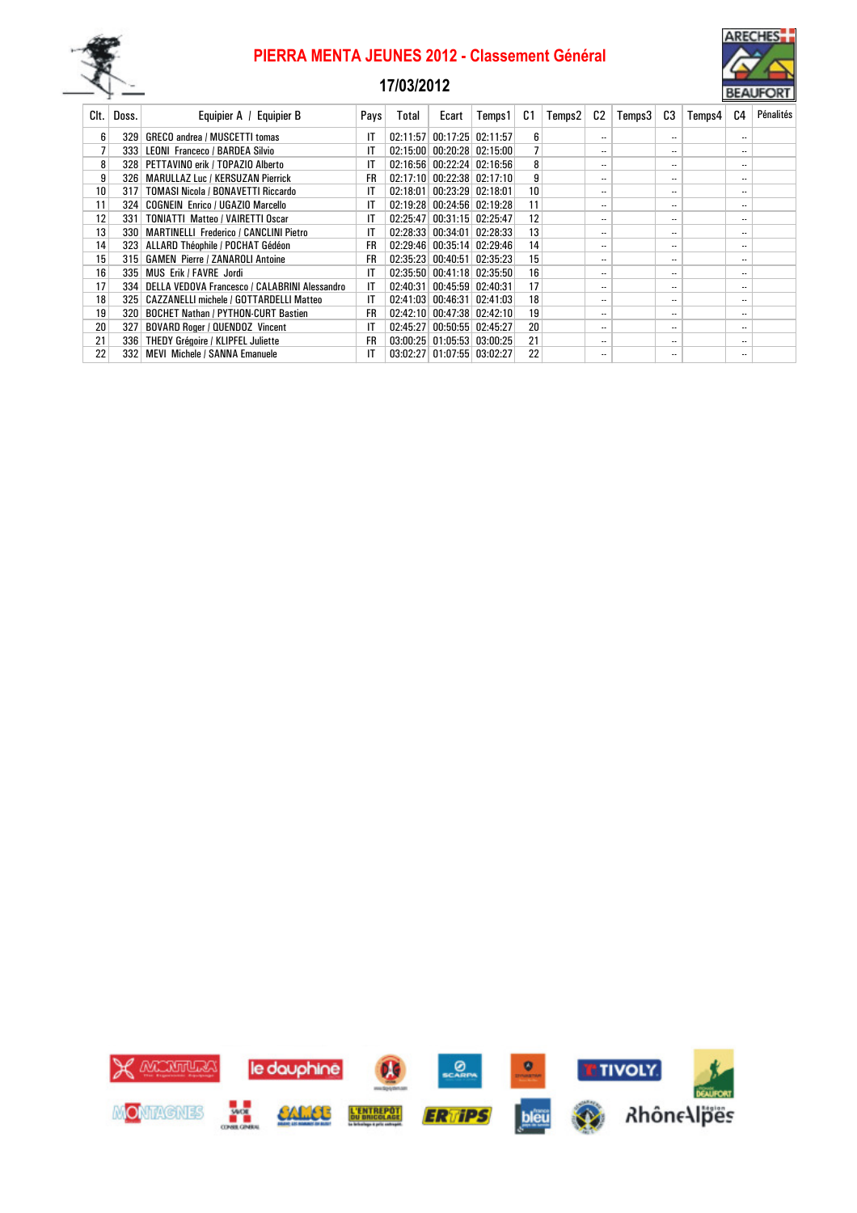# PIERRA MENTA JEUNES 2012 - Classement Général

## 17/03/2012

| Clt. | Doss. | Equipier A / Equipier B | Pays | Total | Ecart | Temps1 | C1 | Temps2 | C2 | Temps3 | C3 | Temps4 | C4 | Pénalités |
|---|---|---|---|---|---|---|---|---|---|---|---|---|---|---|
| 6 | 329 | GRECO andrea / MUSCETTI tomas | IT | 02:11:57 | 00:17:25 | 02:11:57 | 6 | | -- | | -- | | -- | |
| 7 | 333 | LEONI Franceco / BARDEA Silvio | IT | 02:15:00 | 00:20:28 | 02:15:00 | 7 | | -- | | -- | | -- | |
| 8 | 328 | PETTAVINO erik / TOPAZIO Alberto | IT | 02:16:56 | 00:22:24 | 02:16:56 | 8 | | -- | | -- | | -- | |
| 9 | 326 | MARULLAZ Luc / KERSUZAN Pierrick | FR | 02:17:10 | 00:22:38 | 02:17:10 | 9 | | -- | | -- | | -- | |
| 10 | 317 | TOMASI Nicola / BONAVETTI Riccardo | IT | 02:18:01 | 00:23:29 | 02:18:01 | 10 | | -- | | -- | | -- | |
| 11 | 324 | COGNEIN Enrico / UGAZIO Marcello | IT | 02:19:28 | 00:24:56 | 02:19:28 | 11 | | -- | | -- | | -- | |
| 12 | 331 | TONIATTI Matteo / VAIRETTI Oscar | IT | 02:25:47 | 00:31:15 | 02:25:47 | 12 | | -- | | -- | | -- | |
| 13 | 330 | MARTINELLI Frederico / CANCLINI Pietro | IT | 02:28:33 | 00:34:01 | 02:28:33 | 13 | | -- | | -- | | -- | |
| 14 | 323 | ALLARD Théophile / POCHAT Gédéon | FR | 02:29:46 | 00:35:14 | 02:29:46 | 14 | | -- | | -- | | -- | |
| 15 | 315 | GAMEN Pierre / ZANAROLI Antoine | FR | 02:35:23 | 00:40:51 | 02:35:23 | 15 | | -- | | -- | | -- | |
| 16 | 335 | MUS Erik / FAVRE Jordi | IT | 02:35:50 | 00:41:18 | 02:35:50 | 16 | | -- | | -- | | -- | |
| 17 | 334 | DELLA VEDOVA Francesco / CALABRINI Alessandro | IT | 02:40:31 | 00:45:59 | 02:40:31 | 17 | | -- | | -- | | -- | |
| 18 | 325 | CAZZANELLI michele / GOTTARDELLI Matteo | IT | 02:41:03 | 00:46:31 | 02:41:03 | 18 | | -- | | -- | | -- | |
| 19 | 320 | BOCHET Nathan / PYTHON-CURT Bastien | FR | 02:42:10 | 00:47:38 | 02:42:10 | 19 | | -- | | -- | | -- | |
| 20 | 327 | BOVARD Roger / QUENDOZ Vincent | IT | 02:45:27 | 00:50:55 | 02:45:27 | 20 | | -- | | -- | | -- | |
| 21 | 336 | THEDY Grégoire / KLIPFEL Juliette | FR | 03:00:25 | 01:05:53 | 03:00:25 | 21 | | -- | | -- | | -- | |
| 22 | 332 | MEVI Michele / SANNA Emanuele | IT | 03:02:27 | 01:07:55 | 03:02:27 | 22 | | -- | | -- | | -- | |